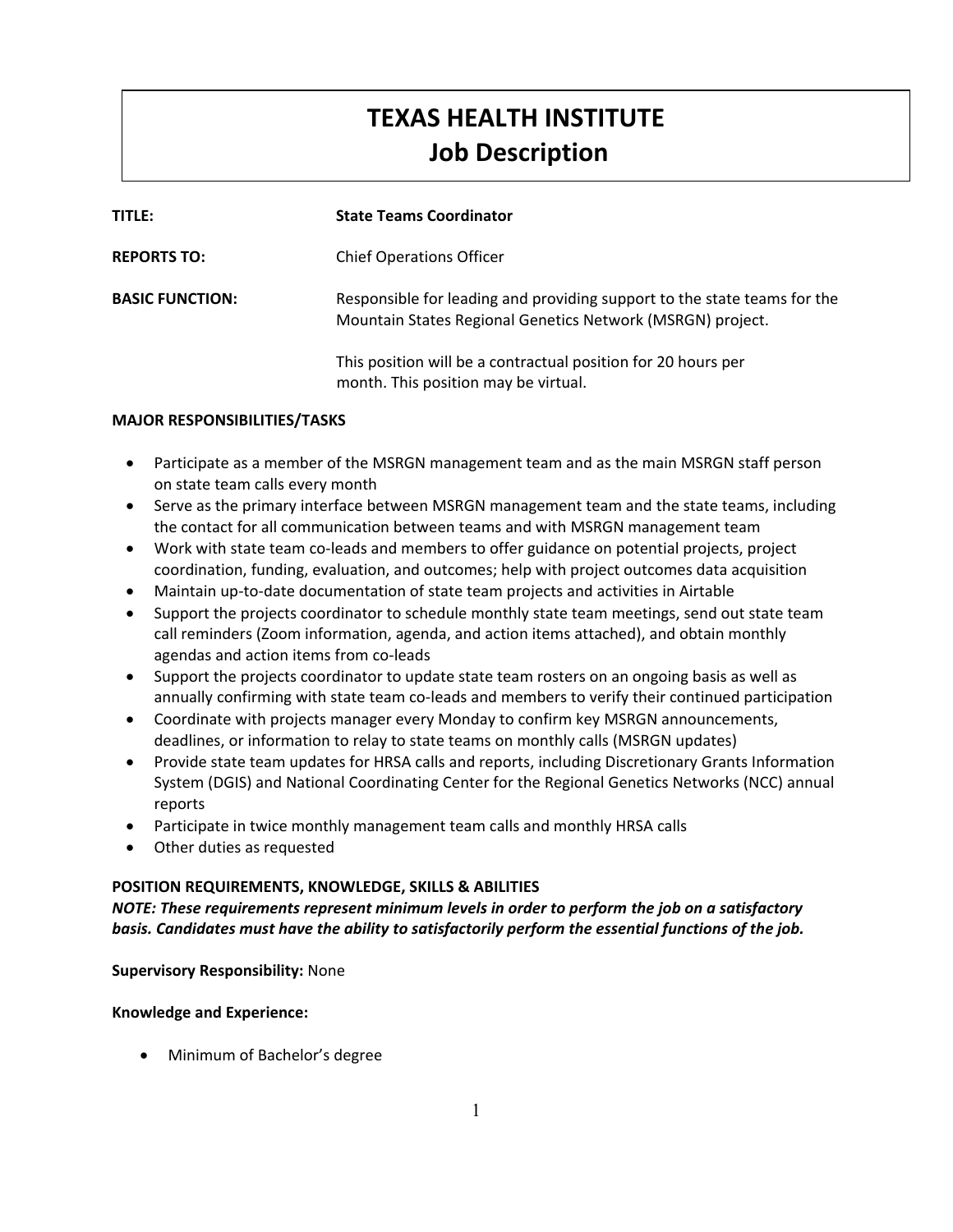# TEXAS HEALTH INSTITUTE
# Job Description

**TITLE:** **State Teams Coordinator**

**REPORTS TO:** Chief Operations Officer

**BASIC FUNCTION:** Responsible for leading and providing support to the state teams for the Mountain States Regional Genetics Network (MSRGN) project.

This position will be a contractual position for 20 hours per month. This position may be virtual.

**MAJOR RESPONSIBILITIES/TASKS**

- Participate as a member of the MSRGN management team and as the main MSRGN staff person on state team calls every month
- Serve as the primary interface between MSRGN management team and the state teams, including the contact for all communication between teams and with MSRGN management team
- Work with state team co-leads and members to offer guidance on potential projects, project coordination, funding, evaluation, and outcomes; help with project outcomes data acquisition
- Maintain up-to-date documentation of state team projects and activities in Airtable
- Support the projects coordinator to schedule monthly state team meetings, send out state team call reminders (Zoom information, agenda, and action items attached), and obtain monthly agendas and action items from co-leads
- Support the projects coordinator to update state team rosters on an ongoing basis as well as annually confirming with state team co-leads and members to verify their continued participation
- Coordinate with projects manager every Monday to confirm key MSRGN announcements, deadlines, or information to relay to state teams on monthly calls (MSRGN updates)
- Provide state team updates for HRSA calls and reports, including Discretionary Grants Information System (DGIS) and National Coordinating Center for the Regional Genetics Networks (NCC) annual reports
- Participate in twice monthly management team calls and monthly HRSA calls
- Other duties as requested

**POSITION REQUIREMENTS, KNOWLEDGE, SKILLS & ABILITIES**

***NOTE: These requirements represent minimum levels in order to perform the job on a satisfactory basis. Candidates must have the ability to satisfactorily perform the essential functions of the job.***

**Supervisory Responsibility:** None

**Knowledge and Experience:**

- Minimum of Bachelor's degree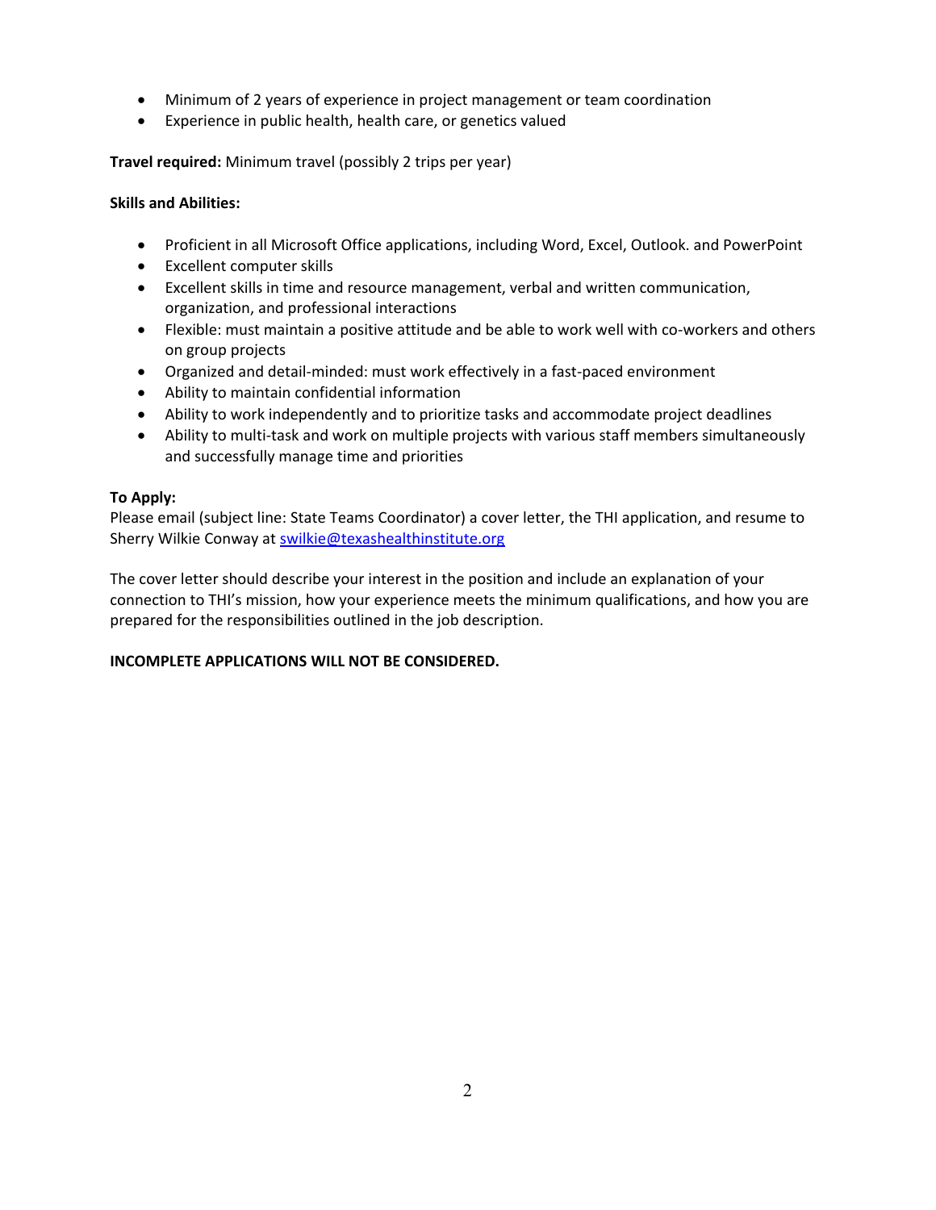- Minimum of 2 years of experience in project management or team coordination
- Experience in public health, health care, or genetics valued

**Travel required:** Minimum travel (possibly 2 trips per year)

**Skills and Abilities:**

- Proficient in all Microsoft Office applications, including Word, Excel, Outlook. and PowerPoint
- Excellent computer skills
- Excellent skills in time and resource management, verbal and written communication, organization, and professional interactions
- Flexible: must maintain a positive attitude and be able to work well with co-workers and others on group projects
- Organized and detail-minded: must work effectively in a fast-paced environment
- Ability to maintain confidential information
- Ability to work independently and to prioritize tasks and accommodate project deadlines
- Ability to multi-task and work on multiple projects with various staff members simultaneously and successfully manage time and priorities

**To Apply:**
Please email (subject line: State Teams Coordinator) a cover letter, the THI application, and resume to Sherry Wilkie Conway at swilkie@texashealthinstitute.org

The cover letter should describe your interest in the position and include an explanation of your connection to THI's mission, how your experience meets the minimum qualifications, and how you are prepared for the responsibilities outlined in the job description.

**INCOMPLETE APPLICATIONS WILL NOT BE CONSIDERED.**